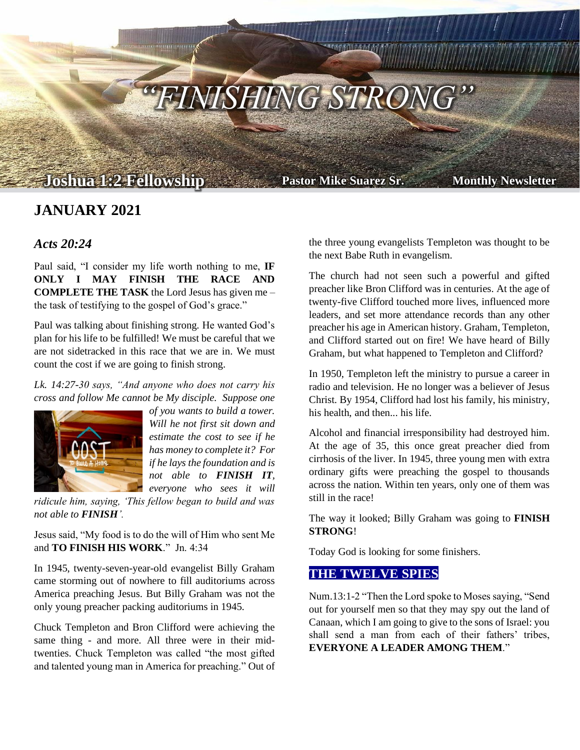# "FINISHING STRONG"

**Joshua 1:2 Fellowship** **Pastor Mike Suarez Sr.** **Monthly Newsletter**

## JANUARY 2021

### *Acts 20:24*

Paul said, "I consider my life worth nothing to me, **IF ONLY I MAY FINISH THE RACE AND COMPLETE THE TASK** the Lord Jesus has given me – the task of testifying to the gospel of God's grace."

Paul was talking about finishing strong. He wanted God's plan for his life to be fulfilled! We must be careful that we are not sidetracked in this race that we are in. We must count the cost if we are going to finish strong.

*Lk. 14:27-30 says, "And anyone who does not carry his cross and follow Me cannot be My disciple. Suppose one of you wants to build a tower. Will he not first sit down and estimate the cost to see if he has money to complete it? For if he lays the foundation and is not able to* ***FINISH IT****, everyone who sees it will ridicule him, saying, 'This fellow began to build and was not able to* ***FINISH****'.*

Jesus said, "My food is to do the will of Him who sent Me and **TO FINISH HIS WORK**." Jn. 4:34

In 1945, twenty-seven-year-old evangelist Billy Graham came storming out of nowhere to fill auditoriums across America preaching Jesus. But Billy Graham was not the only young preacher packing auditoriums in 1945.

Chuck Templeton and Bron Clifford were achieving the same thing - and more. All three were in their mid-twenties. Chuck Templeton was called "the most gifted and talented young man in America for preaching." Out of the three young evangelists Templeton was thought to be the next Babe Ruth in evangelism.

The church had not seen such a powerful and gifted preacher like Bron Clifford was in centuries. At the age of twenty-five Clifford touched more lives, influenced more leaders, and set more attendance records than any other preacher his age in American history. Graham, Templeton, and Clifford started out on fire! We have heard of Billy Graham, but what happened to Templeton and Clifford?

In 1950, Templeton left the ministry to pursue a career in radio and television. He no longer was a believer of Jesus Christ. By 1954, Clifford had lost his family, his ministry, his health, and then... his life.

Alcohol and financial irresponsibility had destroyed him. At the age of 35, this once great preacher died from cirrhosis of the liver. In 1945, three young men with extra ordinary gifts were preaching the gospel to thousands across the nation. Within ten years, only one of them was still in the race!

The way it looked; Billy Graham was going to **FINISH STRONG**!

Today God is looking for some finishers.

### THE TWELVE SPIES

Num.13:1-2 "Then the Lord spoke to Moses saying, "Send out for yourself men so that they may spy out the land of Canaan, which I am going to give to the sons of Israel: you shall send a man from each of their fathers' tribes, **EVERYONE A LEADER AMONG THEM**."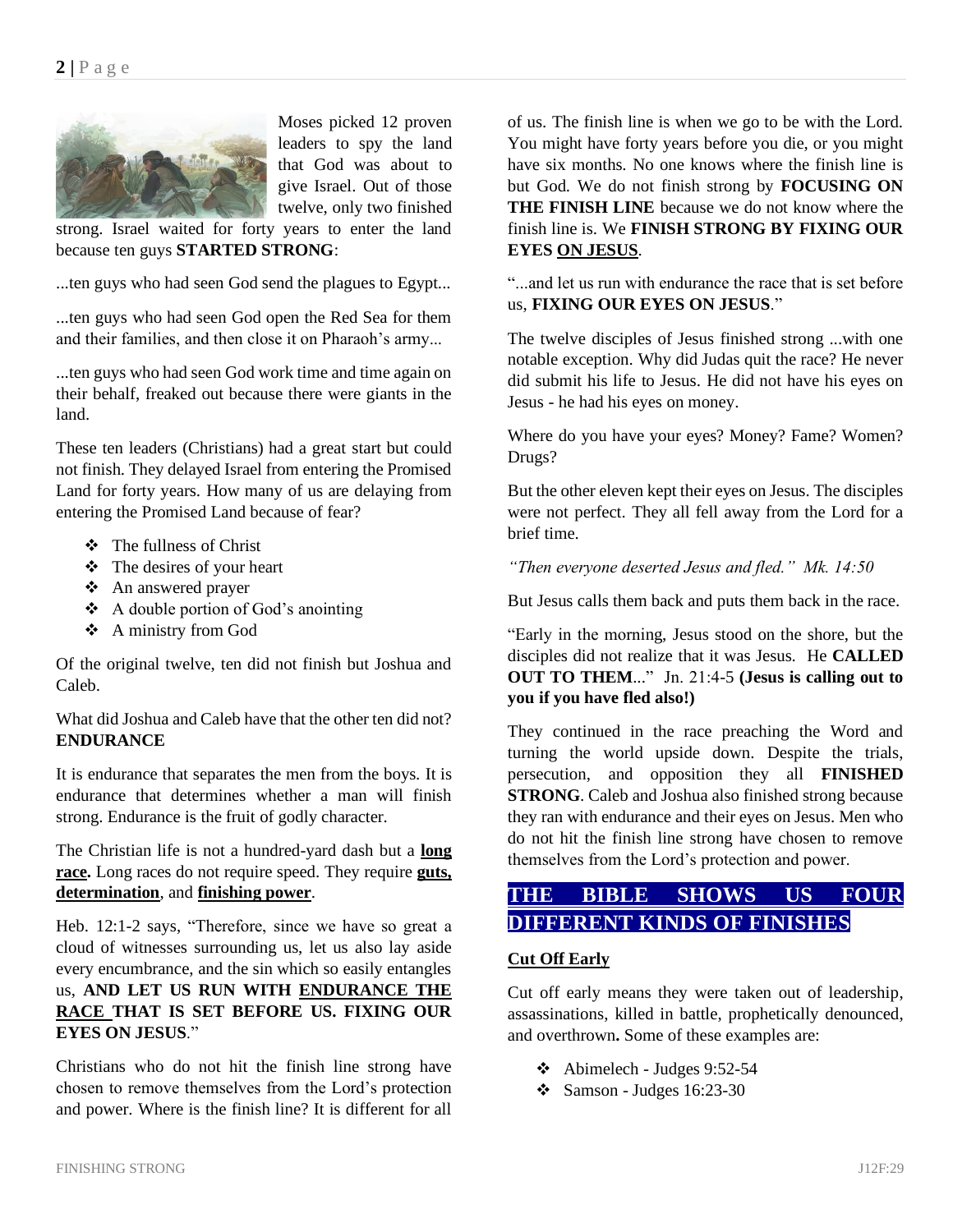Moses picked 12 proven leaders to spy the land that God was about to give Israel. Out of those twelve, only two finished strong. Israel waited for forty years to enter the land because ten guys **STARTED STRONG**:

...ten guys who had seen God send the plagues to Egypt...

...ten guys who had seen God open the Red Sea for them and their families, and then close it on Pharaoh's army...

...ten guys who had seen God work time and time again on their behalf, freaked out because there were giants in the land.

These ten leaders (Christians) had a great start but could not finish. They delayed Israel from entering the Promised Land for forty years. How many of us are delaying from entering the Promised Land because of fear?

- The fullness of Christ
- The desires of your heart
- An answered prayer
- A double portion of God's anointing
- A ministry from God

Of the original twelve, ten did not finish but Joshua and Caleb.

What did Joshua and Caleb have that the other ten did not? **ENDURANCE**

It is endurance that separates the men from the boys. It is endurance that determines whether a man will finish strong. Endurance is the fruit of godly character.

The Christian life is not a hundred-yard dash but a **long race.** Long races do not require speed. They require **guts, determination**, and **finishing power**.

Heb. 12:1-2 says, "Therefore, since we have so great a cloud of witnesses surrounding us, let us also lay aside every encumbrance, and the sin which so easily entangles us, **AND LET US RUN WITH ENDURANCE THE RACE THAT IS SET BEFORE US. FIXING OUR EYES ON JESUS**."

Christians who do not hit the finish line strong have chosen to remove themselves from the Lord's protection and power. Where is the finish line? It is different for all of us. The finish line is when we go to be with the Lord. You might have forty years before you die, or you might have six months. No one knows where the finish line is but God. We do not finish strong by **FOCUSING ON THE FINISH LINE** because we do not know where the finish line is. We **FINISH STRONG BY FIXING OUR EYES ON JESUS**.

"...and let us run with endurance the race that is set before us, **FIXING OUR EYES ON JESUS**."

The twelve disciples of Jesus finished strong ...with one notable exception. Why did Judas quit the race? He never did submit his life to Jesus. He did not have his eyes on Jesus - he had his eyes on money.

Where do you have your eyes? Money? Fame? Women? Drugs?

But the other eleven kept their eyes on Jesus. The disciples were not perfect. They all fell away from the Lord for a brief time.

*"Then everyone deserted Jesus and fled." Mk. 14:50*

But Jesus calls them back and puts them back in the race.

"Early in the morning, Jesus stood on the shore, but the disciples did not realize that it was Jesus. He **CALLED OUT TO THEM**..." Jn. 21:4-5 **(Jesus is calling out to you if you have fled also!)**

They continued in the race preaching the Word and turning the world upside down. Despite the trials, persecution, and opposition they all **FINISHED STRONG**. Caleb and Joshua also finished strong because they ran with endurance and their eyes on Jesus. Men who do not hit the finish line strong have chosen to remove themselves from the Lord's protection and power.

## THE BIBLE SHOWS US FOUR DIFFERENT KINDS OF FINISHES

### Cut Off Early

Cut off early means they were taken out of leadership, assassinations, killed in battle, prophetically denounced, and overthrown**.** Some of these examples are:

- Abimelech - Judges 9:52-54
- Samson - Judges 16:23-30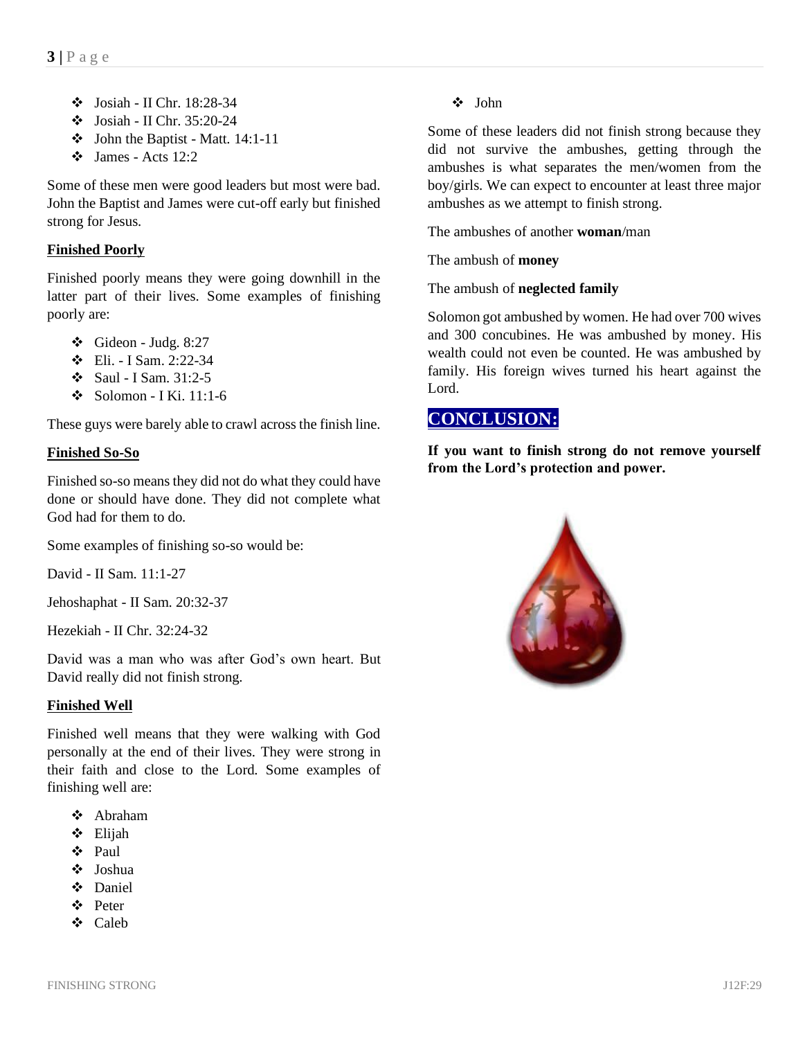- Josiah - II Chr. 18:28-34
- Josiah - II Chr. 35:20-24
- John the Baptist - Matt. 14:1-11
- James - Acts 12:2

Some of these men were good leaders but most were bad. John the Baptist and James were cut-off early but finished strong for Jesus.

**Finished Poorly**

Finished poorly means they were going downhill in the latter part of their lives. Some examples of finishing poorly are:

- Gideon - Judg. 8:27
- Eli. - I Sam. 2:22-34
- Saul - I Sam. 31:2-5
- Solomon - I Ki. 11:1-6

These guys were barely able to crawl across the finish line.

**Finished So-So**

Finished so-so means they did not do what they could have done or should have done. They did not complete what God had for them to do.

Some examples of finishing so-so would be:

David - II Sam. 11:1-27

Jehoshaphat - II Sam. 20:32-37

Hezekiah - II Chr. 32:24-32

David was a man who was after God's own heart. But David really did not finish strong.

**Finished Well**

Finished well means that they were walking with God personally at the end of their lives. They were strong in their faith and close to the Lord. Some examples of finishing well are:

- Abraham
- Elijah
- Paul
- Joshua
- Daniel
- Peter
- Caleb
- John

Some of these leaders did not finish strong because they did not survive the ambushes, getting through the ambushes is what separates the men/women from the boy/girls. We can expect to encounter at least three major ambushes as we attempt to finish strong.

The ambushes of another **woman**/man

The ambush of **money**

The ambush of **neglected family**

Solomon got ambushed by women. He had over 700 wives and 300 concubines. He was ambushed by money. His wealth could not even be counted. He was ambushed by family. His foreign wives turned his heart against the Lord.

## CONCLUSION:

**If you want to finish strong do not remove yourself from the Lord's protection and power.**